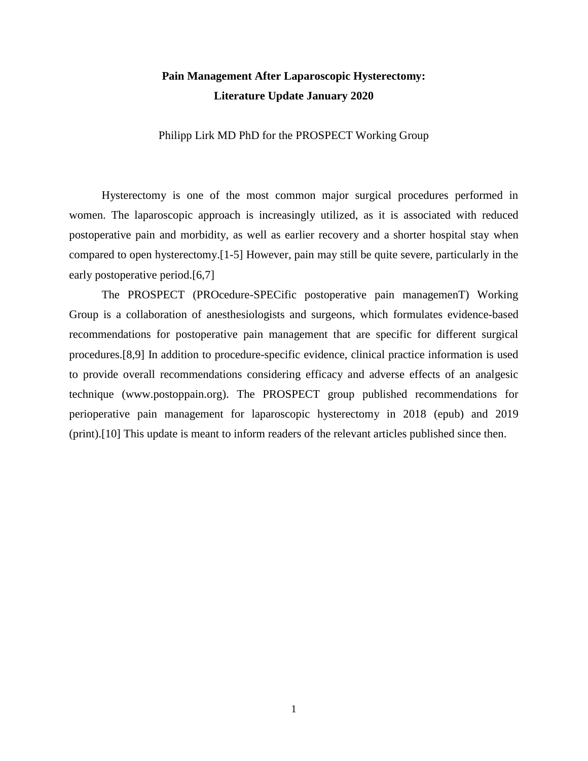# Pain Management After Laparoscopic Hysterectomy: Literature Update January 2020

Philipp Lirk MD PhD for the PROSPECT Working Group

Hysterectomy is one of the most common major surgical procedures performed in women. The laparoscopic approach is increasingly utilized, as it is associated with reduced postoperative pain and morbidity, as well as earlier recovery and a shorter hospital stay when compared to open hysterectomy.[1-5] However, pain may still be quite severe, particularly in the early postoperative period.[6,7]

The PROSPECT (PROcedure-SPECific postoperative pain managemenT) Working Group is a collaboration of anesthesiologists and surgeons, which formulates evidence-based recommendations for postoperative pain management that are specific for different surgical procedures.[8,9] In addition to procedure-specific evidence, clinical practice information is used to provide overall recommendations considering efficacy and adverse effects of an analgesic technique (www.postoppain.org). The PROSPECT group published recommendations for perioperative pain management for laparoscopic hysterectomy in 2018 (epub) and 2019 (print).[10] This update is meant to inform readers of the relevant articles published since then.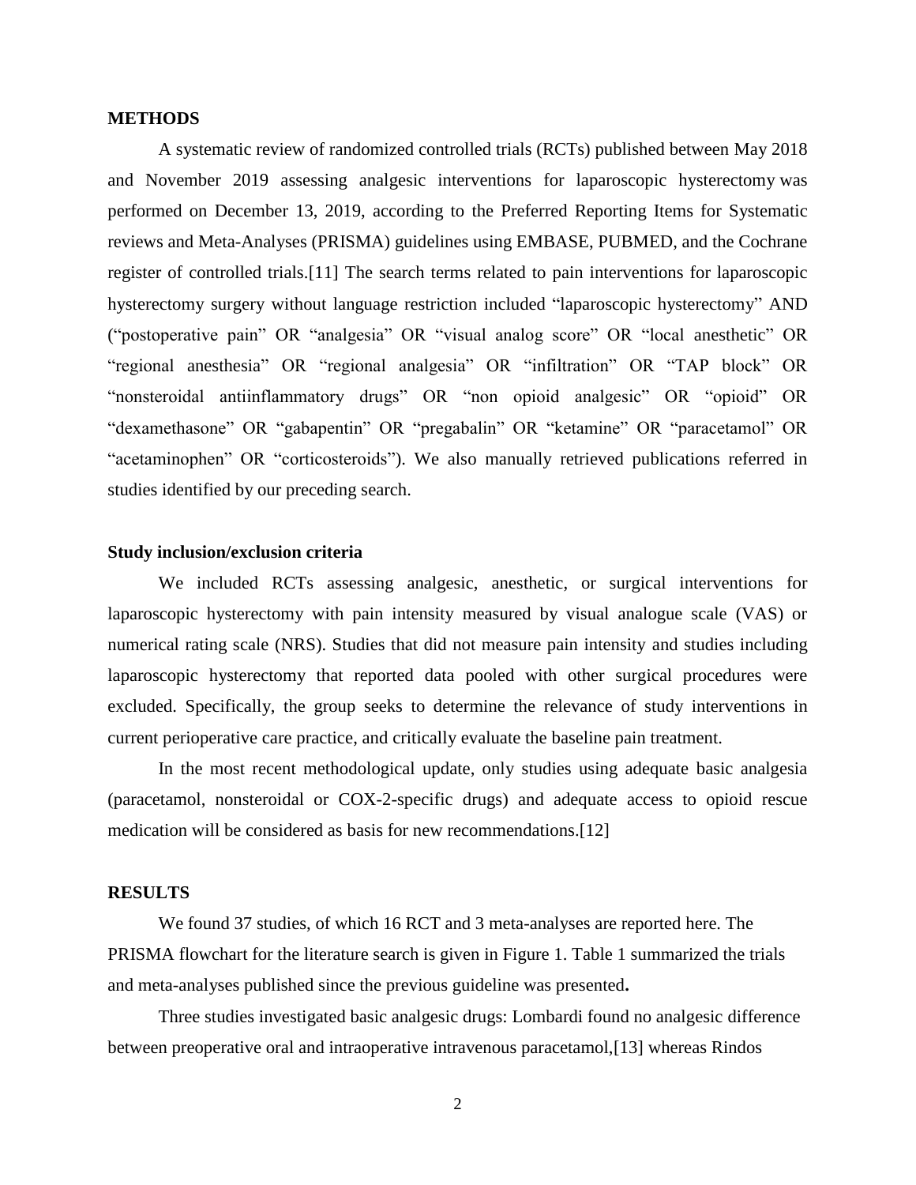## METHODS

A systematic review of randomized controlled trials (RCTs) published between May 2018 and November 2019 assessing analgesic interventions for laparoscopic hysterectomy was performed on December 13, 2019, according to the Preferred Reporting Items for Systematic reviews and Meta-Analyses (PRISMA) guidelines using EMBASE, PUBMED, and the Cochrane register of controlled trials.[11] The search terms related to pain interventions for laparoscopic hysterectomy surgery without language restriction included "laparoscopic hysterectomy" AND ("postoperative pain" OR "analgesia" OR "visual analog score" OR "local anesthetic" OR "regional anesthesia" OR "regional analgesia" OR "infiltration" OR "TAP block" OR "nonsteroidal antiinflammatory drugs" OR "non opioid analgesic" OR "opioid" OR "dexamethasone" OR "gabapentin" OR "pregabalin" OR "ketamine" OR "paracetamol" OR "acetaminophen" OR "corticosteroids"). We also manually retrieved publications referred in studies identified by our preceding search.

### Study inclusion/exclusion criteria

We included RCTs assessing analgesic, anesthetic, or surgical interventions for laparoscopic hysterectomy with pain intensity measured by visual analogue scale (VAS) or numerical rating scale (NRS). Studies that did not measure pain intensity and studies including laparoscopic hysterectomy that reported data pooled with other surgical procedures were excluded. Specifically, the group seeks to determine the relevance of study interventions in current perioperative care practice, and critically evaluate the baseline pain treatment.

In the most recent methodological update, only studies using adequate basic analgesia (paracetamol, nonsteroidal or COX-2-specific drugs) and adequate access to opioid rescue medication will be considered as basis for new recommendations.[12]

## RESULTS

We found 37 studies, of which 16 RCT and 3 meta-analyses are reported here. The PRISMA flowchart for the literature search is given in Figure 1. Table 1 summarized the trials and meta-analyses published since the previous guideline was presented**.**

Three studies investigated basic analgesic drugs: Lombardi found no analgesic difference between preoperative oral and intraoperative intravenous paracetamol,[13] whereas Rindos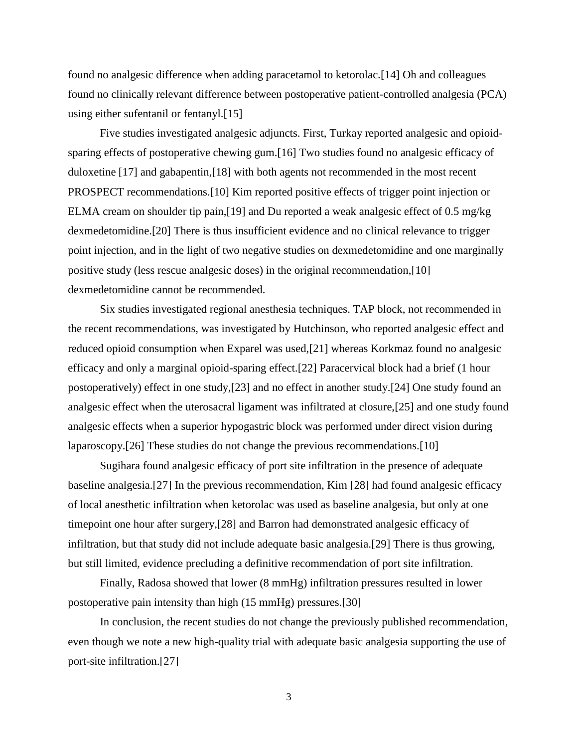found no analgesic difference when adding paracetamol to ketorolac.[14] Oh and colleagues found no clinically relevant difference between postoperative patient-controlled analgesia (PCA) using either sufentanil or fentanyl.[15]

Five studies investigated analgesic adjuncts. First, Turkay reported analgesic and opioid-sparing effects of postoperative chewing gum.[16] Two studies found no analgesic efficacy of duloxetine [17] and gabapentin,[18] with both agents not recommended in the most recent PROSPECT recommendations.[10] Kim reported positive effects of trigger point injection or ELMA cream on shoulder tip pain,[19] and Du reported a weak analgesic effect of 0.5 mg/kg dexmedetomidine.[20] There is thus insufficient evidence and no clinical relevance to trigger point injection, and in the light of two negative studies on dexmedetomidine and one marginally positive study (less rescue analgesic doses) in the original recommendation,[10] dexmedetomidine cannot be recommended.

Six studies investigated regional anesthesia techniques. TAP block, not recommended in the recent recommendations, was investigated by Hutchinson, who reported analgesic effect and reduced opioid consumption when Exparel was used,[21] whereas Korkmaz found no analgesic efficacy and only a marginal opioid-sparing effect.[22] Paracervical block had a brief (1 hour postoperatively) effect in one study,[23] and no effect in another study.[24] One study found an analgesic effect when the uterosacral ligament was infiltrated at closure,[25] and one study found analgesic effects when a superior hypogastric block was performed under direct vision during laparoscopy.[26] These studies do not change the previous recommendations.[10]

Sugihara found analgesic efficacy of port site infiltration in the presence of adequate baseline analgesia.[27] In the previous recommendation, Kim [28] had found analgesic efficacy of local anesthetic infiltration when ketorolac was used as baseline analgesia, but only at one timepoint one hour after surgery,[28] and Barron had demonstrated analgesic efficacy of infiltration, but that study did not include adequate basic analgesia.[29] There is thus growing, but still limited, evidence precluding a definitive recommendation of port site infiltration.

Finally, Radosa showed that lower (8 mmHg) infiltration pressures resulted in lower postoperative pain intensity than high (15 mmHg) pressures.[30]

In conclusion, the recent studies do not change the previously published recommendation, even though we note a new high-quality trial with adequate basic analgesia supporting the use of port-site infiltration.[27]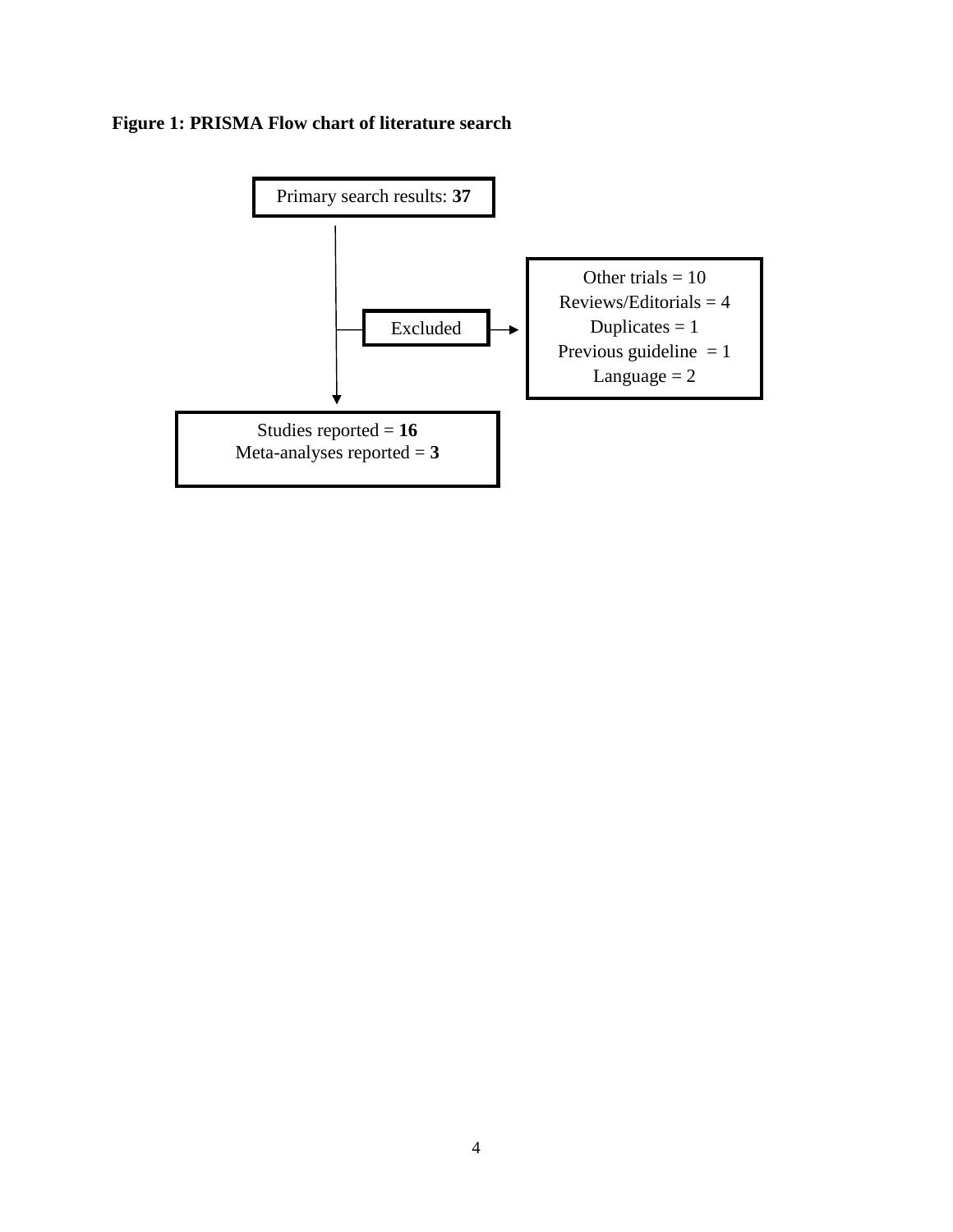**Figure 1: PRISMA Flow chart of literature search**

Primary search results: **37**

Excluded:

- Other trials = 10
- Reviews/Editorials = 4
- Duplicates = 1
- Previous guideline = 1
- Language = 2

Studies reported = **16**
Meta-analyses reported = **3**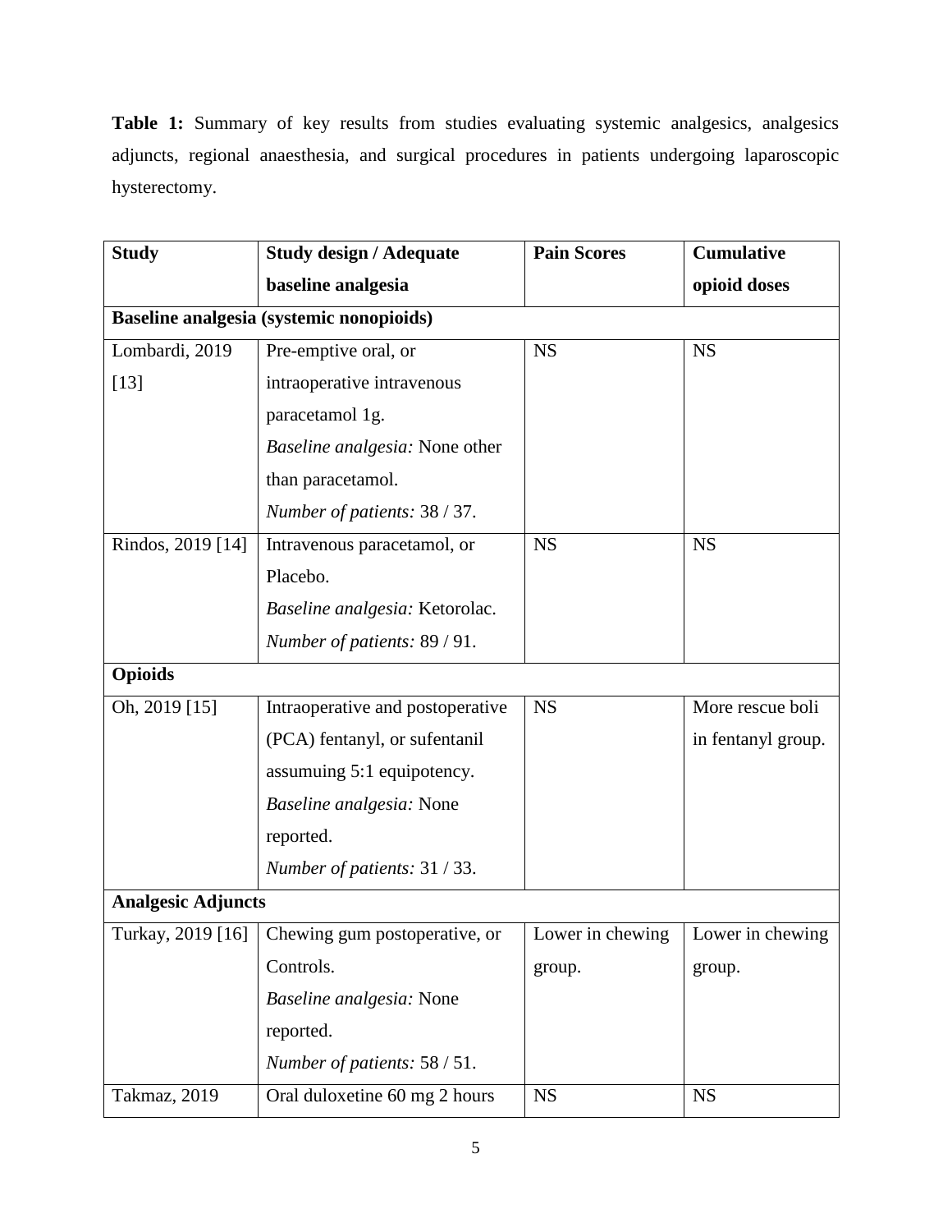**Table 1:** Summary of key results from studies evaluating systemic analgesics, analgesics adjuncts, regional anaesthesia, and surgical procedures in patients undergoing laparoscopic hysterectomy.

| Study | Study design / Adequate baseline analgesia | Pain Scores | Cumulative opioid doses |
|---|---|---|---|
| **Baseline analgesia (systemic nonopioids)** | | | |
| Lombardi, 2019 [13] | Pre-emptive oral, or intraoperative intravenous paracetamol 1g. *Baseline analgesia:* None other than paracetamol. *Number of patients:* 38 / 37. | NS | NS |
| Rindos, 2019 [14] | Intravenous paracetamol, or Placebo. *Baseline analgesia:* Ketorolac. *Number of patients:* 89 / 91. | NS | NS |
| **Opioids** | | | |
| Oh, 2019 [15] | Intraoperative and postoperative (PCA) fentanyl, or sufentanil assumuing 5:1 equipotency. *Baseline analgesia:* None reported. *Number of patients:* 31 / 33. | NS | More rescue boli in fentanyl group. |
| **Analgesic Adjuncts** | | | |
| Turkay, 2019 [16] | Chewing gum postoperative, or Controls. *Baseline analgesia:* None reported. *Number of patients:* 58 / 51. | Lower in chewing group. | Lower in chewing group. |
| Takmaz, 2019 | Oral duloxetine 60 mg 2 hours | NS | NS |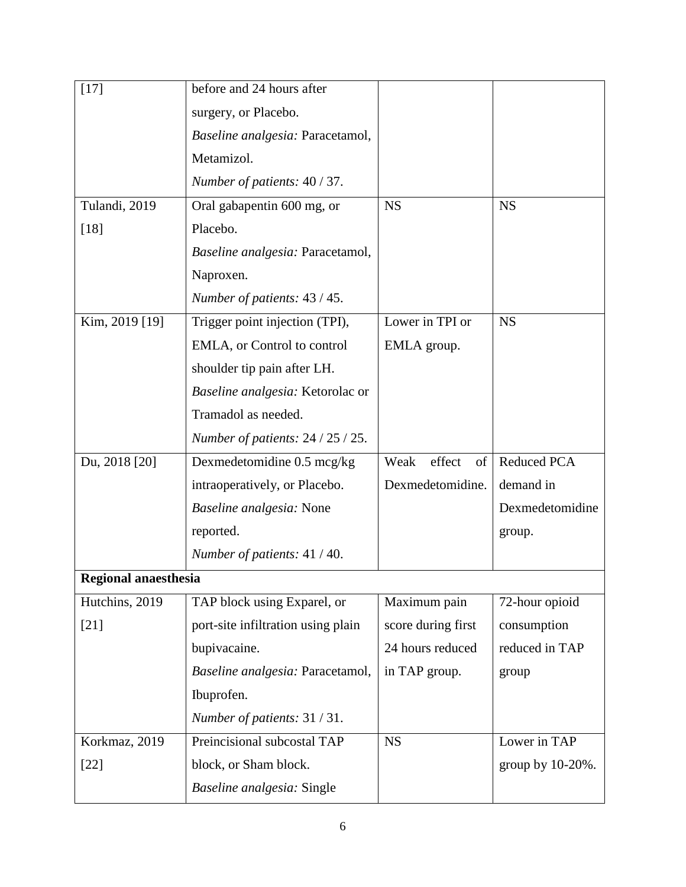| | | | |
|---|---|---|---|
| [17] | before and 24 hours after surgery, or Placebo. *Baseline analgesia:* Paracetamol, Metamizol. *Number of patients:* 40 / 37. | | |
| Tulandi, 2019 [18] | Oral gabapentin 600 mg, or Placebo. *Baseline analgesia:* Paracetamol, Naproxen. *Number of patients:* 43 / 45. | NS | NS |
| Kim, 2019 [19] | Trigger point injection (TPI), EMLA, or Control to control shoulder tip pain after LH. *Baseline analgesia:* Ketorolac or Tramadol as needed. *Number of patients:* 24 / 25 / 25. | Lower in TPI or EMLA group. | NS |
| Du, 2018 [20] | Dexmedetomidine 0.5 mcg/kg intraoperatively, or Placebo. *Baseline analgesia:* None reported. *Number of patients:* 41 / 40. | Weak effect of Dexmedetomidine. | Reduced PCA demand in Dexmedetomidine group. |
| **Regional anaesthesia** | | | |
| Hutchins, 2019 [21] | TAP block using Exparel, or port-site infiltration using plain bupivacaine. *Baseline analgesia:* Paracetamol, Ibuprofen. *Number of patients:* 31 / 31. | Maximum pain score during first 24 hours reduced in TAP group. | 72-hour opioid consumption reduced in TAP group |
| Korkmaz, 2019 [22] | Preincisional subcostal TAP block, or Sham block. *Baseline analgesia:* Single | NS | Lower in TAP group by 10-20%. |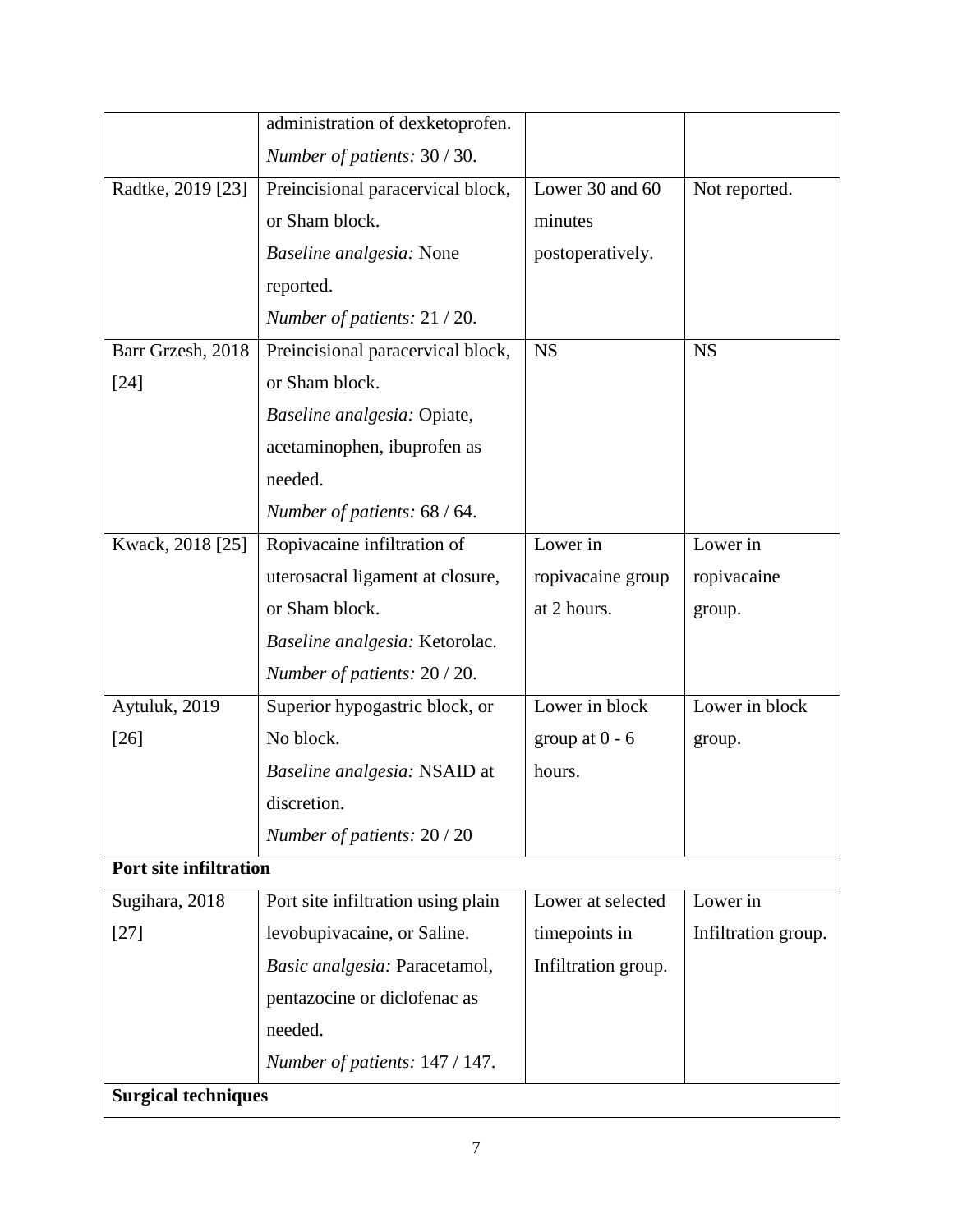| | | | |
|---|---|---|---|
| | administration of dexketoprofen. *Number of patients:* 30 / 30. | | |
| Radtke, 2019 [23] | Preincisional paracervical block, or Sham block. *Baseline analgesia:* None reported. *Number of patients:* 21 / 20. | Lower 30 and 60 minutes postoperatively. | Not reported. |
| Barr Grzesh, 2018 [24] | Preincisional paracervical block, or Sham block. *Baseline analgesia:* Opiate, acetaminophen, ibuprofen as needed. *Number of patients:* 68 / 64. | NS | NS |
| Kwack, 2018 [25] | Ropivacaine infiltration of uterosacral ligament at closure, or Sham block. *Baseline analgesia:* Ketorolac. *Number of patients:* 20 / 20. | Lower in ropivacaine group at 2 hours. | Lower in ropivacaine group. |
| Aytuluk, 2019 [26] | Superior hypogastric block, or No block. *Baseline analgesia:* NSAID at discretion. *Number of patients:* 20 / 20 | Lower in block group at 0 - 6 hours. | Lower in block group. |
| **Port site infiltration** | | | |
| Sugihara, 2018 [27] | Port site infiltration using plain levobupivacaine, or Saline. *Basic analgesia:* Paracetamol, pentazocine or diclofenac as needed. *Number of patients:* 147 / 147. | Lower at selected timepoints in Infiltration group. | Lower in Infiltration group. |
| **Surgical techniques** | | | |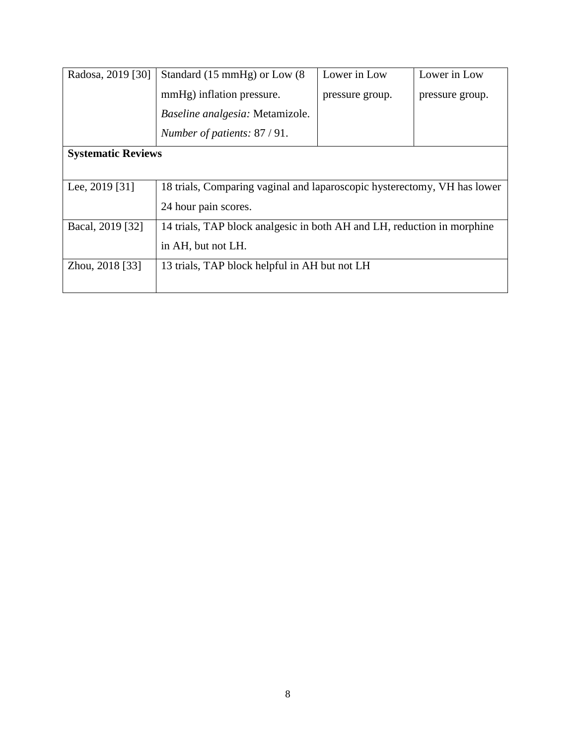| | | | |
|---|---|---|---|
| Radosa, 2019 [30] | Standard (15 mmHg) or Low (8 mmHg) inflation pressure. *Baseline analgesia:* Metamizole. *Number of patients:* 87 / 91. | Lower in Low pressure group. | Lower in Low pressure group. |
| **Systematic Reviews** | | | |
| Lee, 2019 [31] | 18 trials, Comparing vaginal and laparoscopic hysterectomy, VH has lower 24 hour pain scores. | | |
| Bacal, 2019 [32] | 14 trials, TAP block analgesic in both AH and LH, reduction in morphine in AH, but not LH. | | |
| Zhou, 2018 [33] | 13 trials, TAP block helpful in AH but not LH | | |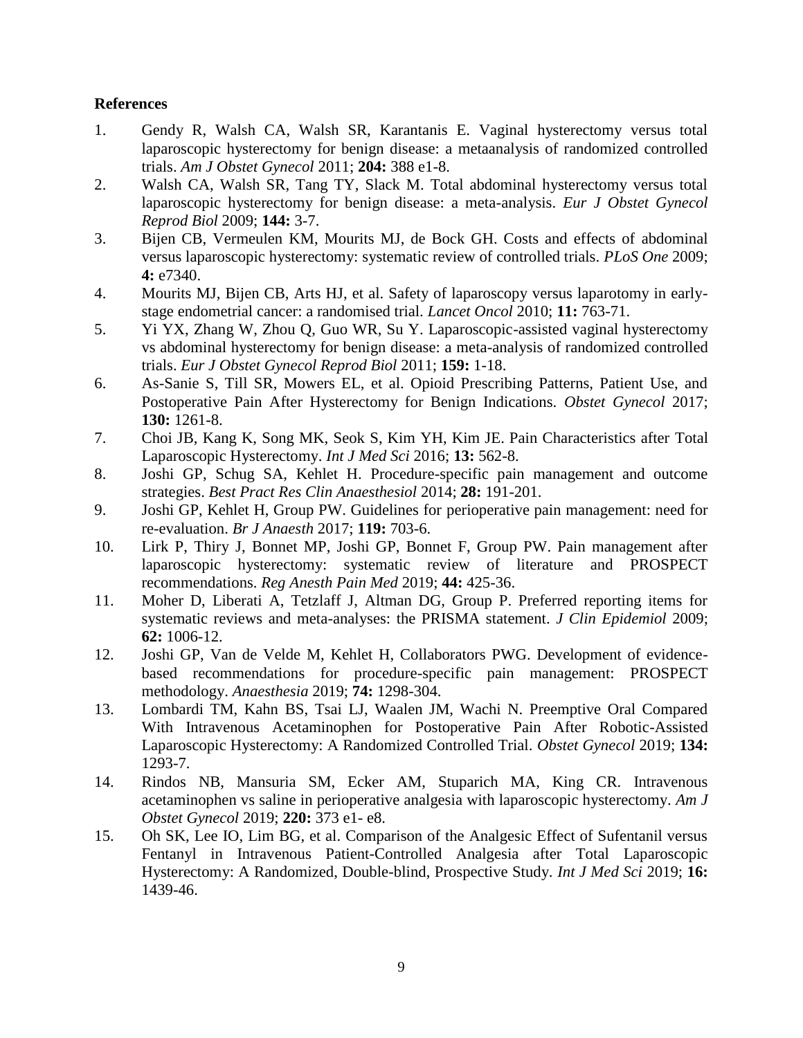## References

1. Gendy R, Walsh CA, Walsh SR, Karantanis E. Vaginal hysterectomy versus total laparoscopic hysterectomy for benign disease: a metaanalysis of randomized controlled trials. *Am J Obstet Gynecol* 2011; **204:** 388 e1-8.
2. Walsh CA, Walsh SR, Tang TY, Slack M. Total abdominal hysterectomy versus total laparoscopic hysterectomy for benign disease: a meta-analysis. *Eur J Obstet Gynecol Reprod Biol* 2009; **144:** 3-7.
3. Bijen CB, Vermeulen KM, Mourits MJ, de Bock GH. Costs and effects of abdominal versus laparoscopic hysterectomy: systematic review of controlled trials. *PLoS One* 2009; **4:** e7340.
4. Mourits MJ, Bijen CB, Arts HJ, et al. Safety of laparoscopy versus laparotomy in early-stage endometrial cancer: a randomised trial. *Lancet Oncol* 2010; **11:** 763-71.
5. Yi YX, Zhang W, Zhou Q, Guo WR, Su Y. Laparoscopic-assisted vaginal hysterectomy vs abdominal hysterectomy for benign disease: a meta-analysis of randomized controlled trials. *Eur J Obstet Gynecol Reprod Biol* 2011; **159:** 1-18.
6. As-Sanie S, Till SR, Mowers EL, et al. Opioid Prescribing Patterns, Patient Use, and Postoperative Pain After Hysterectomy for Benign Indications. *Obstet Gynecol* 2017; **130:** 1261-8.
7. Choi JB, Kang K, Song MK, Seok S, Kim YH, Kim JE. Pain Characteristics after Total Laparoscopic Hysterectomy. *Int J Med Sci* 2016; **13:** 562-8.
8. Joshi GP, Schug SA, Kehlet H. Procedure-specific pain management and outcome strategies. *Best Pract Res Clin Anaesthesiol* 2014; **28:** 191-201.
9. Joshi GP, Kehlet H, Group PW. Guidelines for perioperative pain management: need for re-evaluation. *Br J Anaesth* 2017; **119:** 703-6.
10. Lirk P, Thiry J, Bonnet MP, Joshi GP, Bonnet F, Group PW. Pain management after laparoscopic hysterectomy: systematic review of literature and PROSPECT recommendations. *Reg Anesth Pain Med* 2019; **44:** 425-36.
11. Moher D, Liberati A, Tetzlaff J, Altman DG, Group P. Preferred reporting items for systematic reviews and meta-analyses: the PRISMA statement. *J Clin Epidemiol* 2009; **62:** 1006-12.
12. Joshi GP, Van de Velde M, Kehlet H, Collaborators PWG. Development of evidence-based recommendations for procedure-specific pain management: PROSPECT methodology. *Anaesthesia* 2019; **74:** 1298-304.
13. Lombardi TM, Kahn BS, Tsai LJ, Waalen JM, Wachi N. Preemptive Oral Compared With Intravenous Acetaminophen for Postoperative Pain After Robotic-Assisted Laparoscopic Hysterectomy: A Randomized Controlled Trial. *Obstet Gynecol* 2019; **134:** 1293-7.
14. Rindos NB, Mansuria SM, Ecker AM, Stuparich MA, King CR. Intravenous acetaminophen vs saline in perioperative analgesia with laparoscopic hysterectomy. *Am J Obstet Gynecol* 2019; **220:** 373 e1- e8.
15. Oh SK, Lee IO, Lim BG, et al. Comparison of the Analgesic Effect of Sufentanil versus Fentanyl in Intravenous Patient-Controlled Analgesia after Total Laparoscopic Hysterectomy: A Randomized, Double-blind, Prospective Study. *Int J Med Sci* 2019; **16:** 1439-46.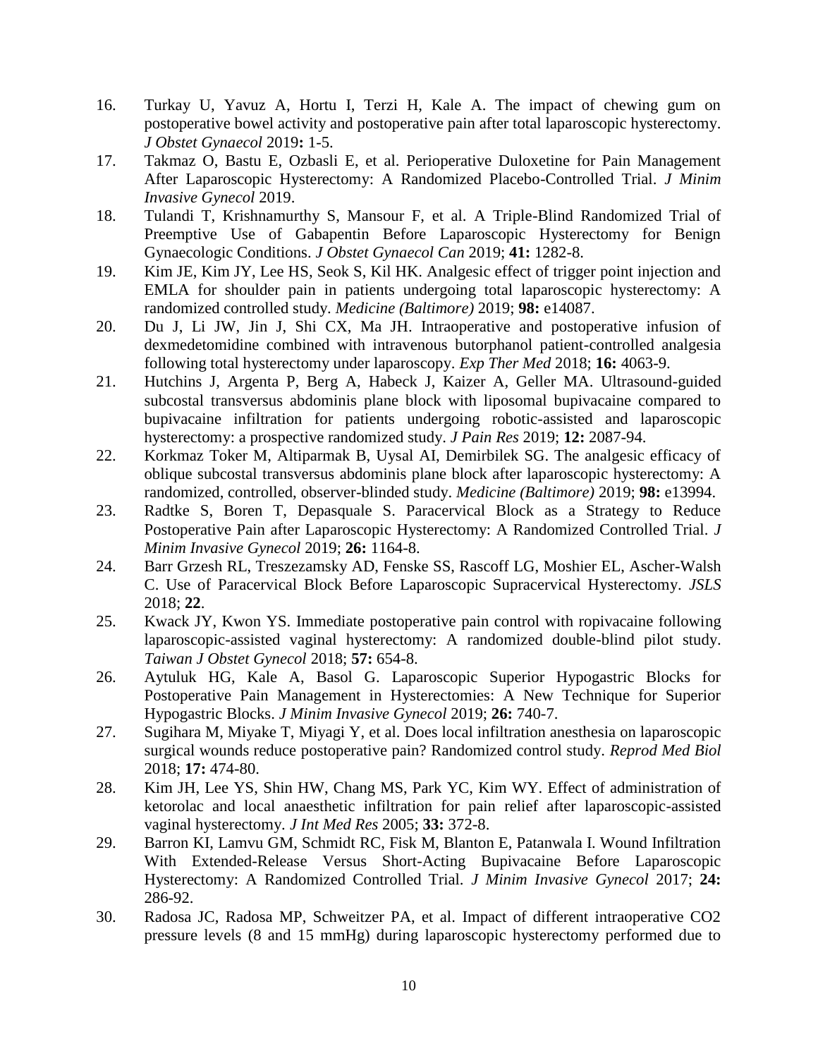16. Turkay U, Yavuz A, Hortu I, Terzi H, Kale A. The impact of chewing gum on postoperative bowel activity and postoperative pain after total laparoscopic hysterectomy. *J Obstet Gynaecol* 2019**:** 1-5.
17. Takmaz O, Bastu E, Ozbasli E, et al. Perioperative Duloxetine for Pain Management After Laparoscopic Hysterectomy: A Randomized Placebo-Controlled Trial. *J Minim Invasive Gynecol* 2019.
18. Tulandi T, Krishnamurthy S, Mansour F, et al. A Triple-Blind Randomized Trial of Preemptive Use of Gabapentin Before Laparoscopic Hysterectomy for Benign Gynaecologic Conditions. *J Obstet Gynaecol Can* 2019; **41:** 1282-8.
19. Kim JE, Kim JY, Lee HS, Seok S, Kil HK. Analgesic effect of trigger point injection and EMLA for shoulder pain in patients undergoing total laparoscopic hysterectomy: A randomized controlled study. *Medicine (Baltimore)* 2019; **98:** e14087.
20. Du J, Li JW, Jin J, Shi CX, Ma JH. Intraoperative and postoperative infusion of dexmedetomidine combined with intravenous butorphanol patient-controlled analgesia following total hysterectomy under laparoscopy. *Exp Ther Med* 2018; **16:** 4063-9.
21. Hutchins J, Argenta P, Berg A, Habeck J, Kaizer A, Geller MA. Ultrasound-guided subcostal transversus abdominis plane block with liposomal bupivacaine compared to bupivacaine infiltration for patients undergoing robotic-assisted and laparoscopic hysterectomy: a prospective randomized study. *J Pain Res* 2019; **12:** 2087-94.
22. Korkmaz Toker M, Altiparmak B, Uysal AI, Demirbilek SG. The analgesic efficacy of oblique subcostal transversus abdominis plane block after laparoscopic hysterectomy: A randomized, controlled, observer-blinded study. *Medicine (Baltimore)* 2019; **98:** e13994.
23. Radtke S, Boren T, Depasquale S. Paracervical Block as a Strategy to Reduce Postoperative Pain after Laparoscopic Hysterectomy: A Randomized Controlled Trial. *J Minim Invasive Gynecol* 2019; **26:** 1164-8.
24. Barr Grzesh RL, Treszezamsky AD, Fenske SS, Rascoff LG, Moshier EL, Ascher-Walsh C. Use of Paracervical Block Before Laparoscopic Supracervical Hysterectomy. *JSLS* 2018; **22**.
25. Kwack JY, Kwon YS. Immediate postoperative pain control with ropivacaine following laparoscopic-assisted vaginal hysterectomy: A randomized double-blind pilot study. *Taiwan J Obstet Gynecol* 2018; **57:** 654-8.
26. Aytuluk HG, Kale A, Basol G. Laparoscopic Superior Hypogastric Blocks for Postoperative Pain Management in Hysterectomies: A New Technique for Superior Hypogastric Blocks. *J Minim Invasive Gynecol* 2019; **26:** 740-7.
27. Sugihara M, Miyake T, Miyagi Y, et al. Does local infiltration anesthesia on laparoscopic surgical wounds reduce postoperative pain? Randomized control study. *Reprod Med Biol* 2018; **17:** 474-80.
28. Kim JH, Lee YS, Shin HW, Chang MS, Park YC, Kim WY. Effect of administration of ketorolac and local anaesthetic infiltration for pain relief after laparoscopic-assisted vaginal hysterectomy. *J Int Med Res* 2005; **33:** 372-8.
29. Barron KI, Lamvu GM, Schmidt RC, Fisk M, Blanton E, Patanwala I. Wound Infiltration With Extended-Release Versus Short-Acting Bupivacaine Before Laparoscopic Hysterectomy: A Randomized Controlled Trial. *J Minim Invasive Gynecol* 2017; **24:** 286-92.
30. Radosa JC, Radosa MP, Schweitzer PA, et al. Impact of different intraoperative $CO_2$ pressure levels (8 and 15 mmHg) during laparoscopic hysterectomy performed due to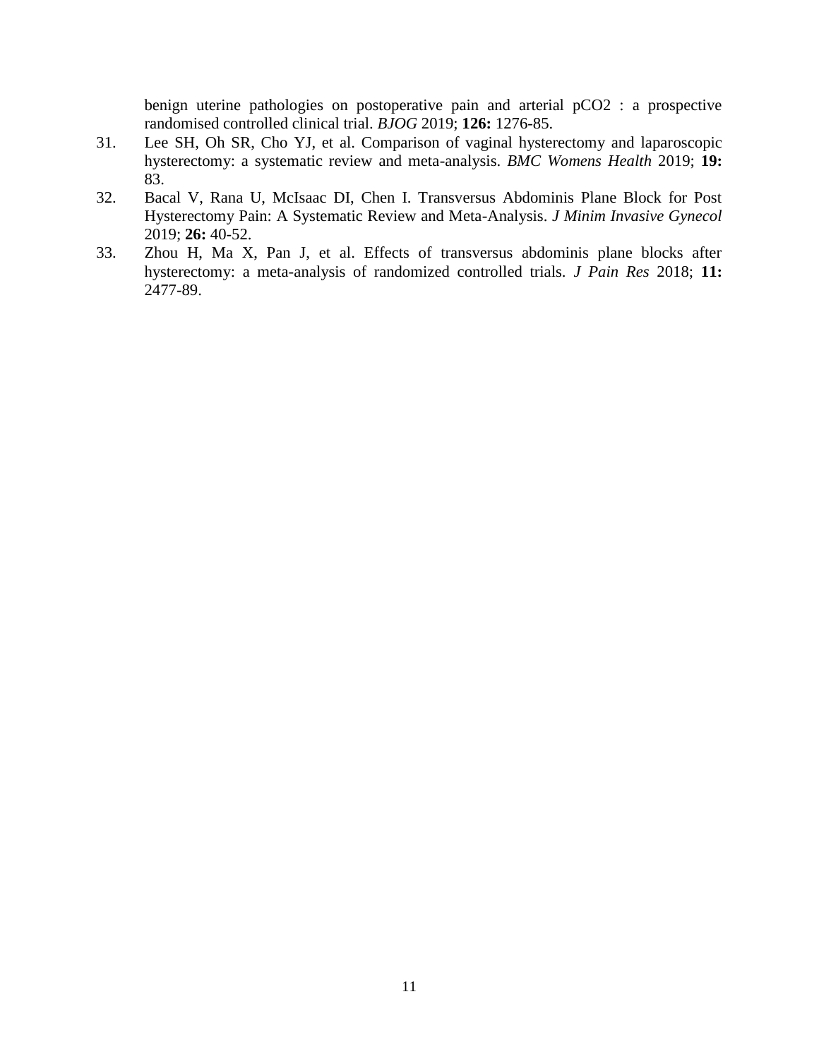benign uterine pathologies on postoperative pain and arterial pCO2 : a prospective randomised controlled clinical trial. *BJOG* 2019; **126:** 1276-85.

31. Lee SH, Oh SR, Cho YJ, et al. Comparison of vaginal hysterectomy and laparoscopic hysterectomy: a systematic review and meta-analysis. *BMC Womens Health* 2019; **19:** 83.
32. Bacal V, Rana U, McIsaac DI, Chen I. Transversus Abdominis Plane Block for Post Hysterectomy Pain: A Systematic Review and Meta-Analysis. *J Minim Invasive Gynecol* 2019; **26:** 40-52.
33. Zhou H, Ma X, Pan J, et al. Effects of transversus abdominis plane blocks after hysterectomy: a meta-analysis of randomized controlled trials. *J Pain Res* 2018; **11:** 2477-89.